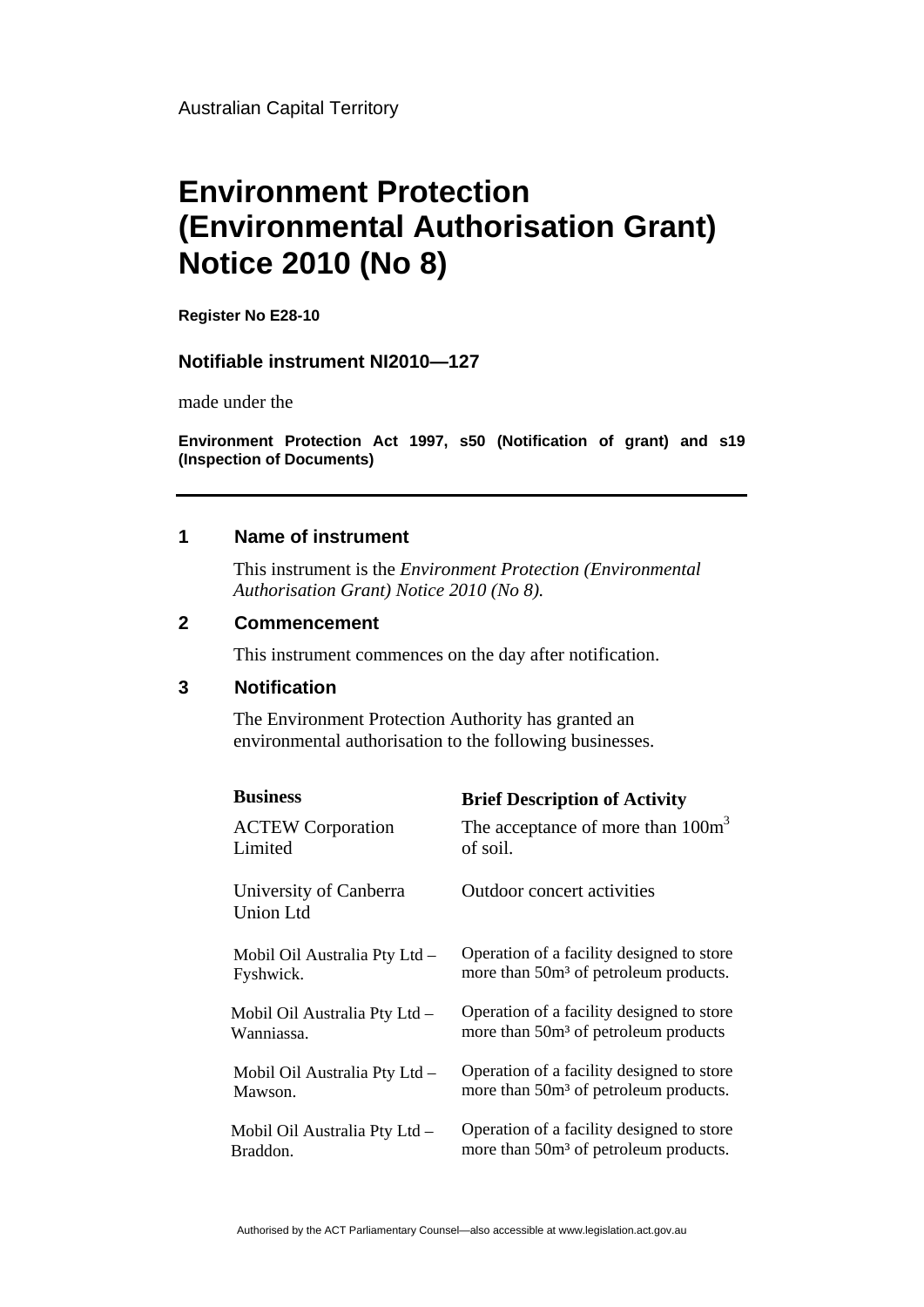Australian Capital Territory

# Environment Protection (Environmental Authorisation Grant) Notice 2010 (No 8)

**Register No E28-10**

**Notifiable instrument NI2010—127**

made under the

**Environment Protection Act 1997, s50 (Notification of grant) and s19 (Inspection of Documents)**

---

## 1 Name of instrument

This instrument is the *Environment Protection (Environmental Authorisation Grant) Notice 2010 (No 8).*

## 2 Commencement

This instrument commences on the day after notification.

## 3 Notification

The Environment Protection Authority has granted an environmental authorisation to the following businesses.

| Business | Brief Description of Activity |
|---|---|
| ACTEW Corporation Limited | The acceptance of more than $100m^3$ of soil. |
| University of Canberra Union Ltd | Outdoor concert activities |
| Mobil Oil Australia Pty Ltd – Fyshwick. | Operation of a facility designed to store more than $50m^3$ of petroleum products. |
| Mobil Oil Australia Pty Ltd – Wanniassa. | Operation of a facility designed to store more than $50m^3$ of petroleum products |
| Mobil Oil Australia Pty Ltd – Mawson. | Operation of a facility designed to store more than $50m^3$ of petroleum products. |
| Mobil Oil Australia Pty Ltd – Braddon. | Operation of a facility designed to store more than $50m^3$ of petroleum products. |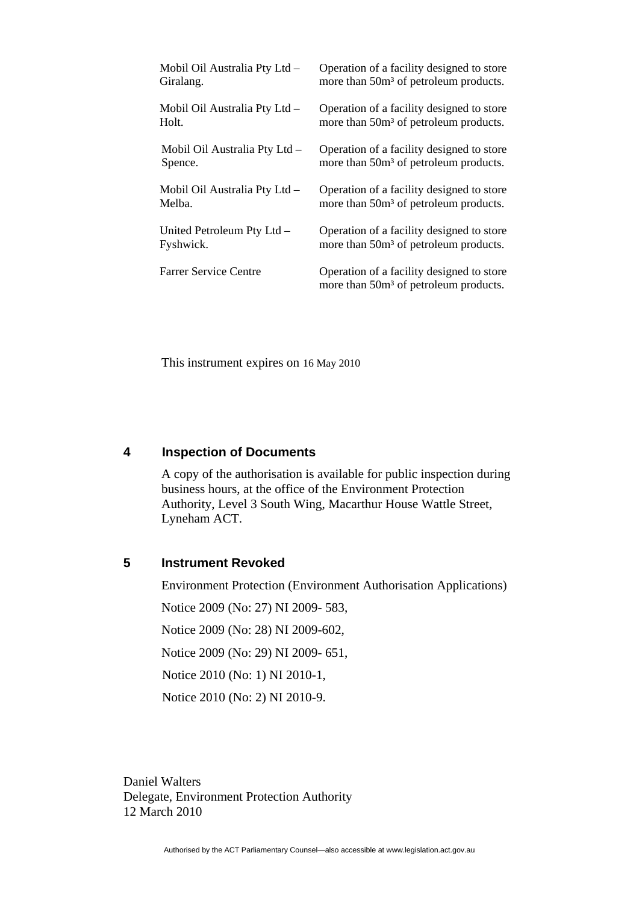| | |
|---|---|
| Mobil Oil Australia Pty Ltd – Giralang. | Operation of a facility designed to store more than 50m³ of petroleum products. |
| Mobil Oil Australia Pty Ltd – Holt. | Operation of a facility designed to store more than 50m³ of petroleum products. |
| Mobil Oil Australia Pty Ltd – Spence. | Operation of a facility designed to store more than 50m³ of petroleum products. |
| Mobil Oil Australia Pty Ltd – Melba. | Operation of a facility designed to store more than 50m³ of petroleum products. |
| United Petroleum Pty Ltd – Fyshwick. | Operation of a facility designed to store more than 50m³ of petroleum products. |
| Farrer Service Centre | Operation of a facility designed to store more than 50m³ of petroleum products. |

This instrument expires on 16 May 2010

## 4 Inspection of Documents

A copy of the authorisation is available for public inspection during business hours, at the office of the Environment Protection Authority, Level 3 South Wing, Macarthur House Wattle Street, Lyneham ACT.

## 5 Instrument Revoked

Environment Protection (Environment Authorisation Applications)

Notice 2009 (No: 27) NI 2009- 583,

Notice 2009 (No: 28) NI 2009-602,

Notice 2009 (No: 29) NI 2009- 651,

Notice 2010 (No: 1) NI 2010-1,

Notice 2010 (No: 2) NI 2010-9.

Daniel Walters
Delegate, Environment Protection Authority
12 March 2010